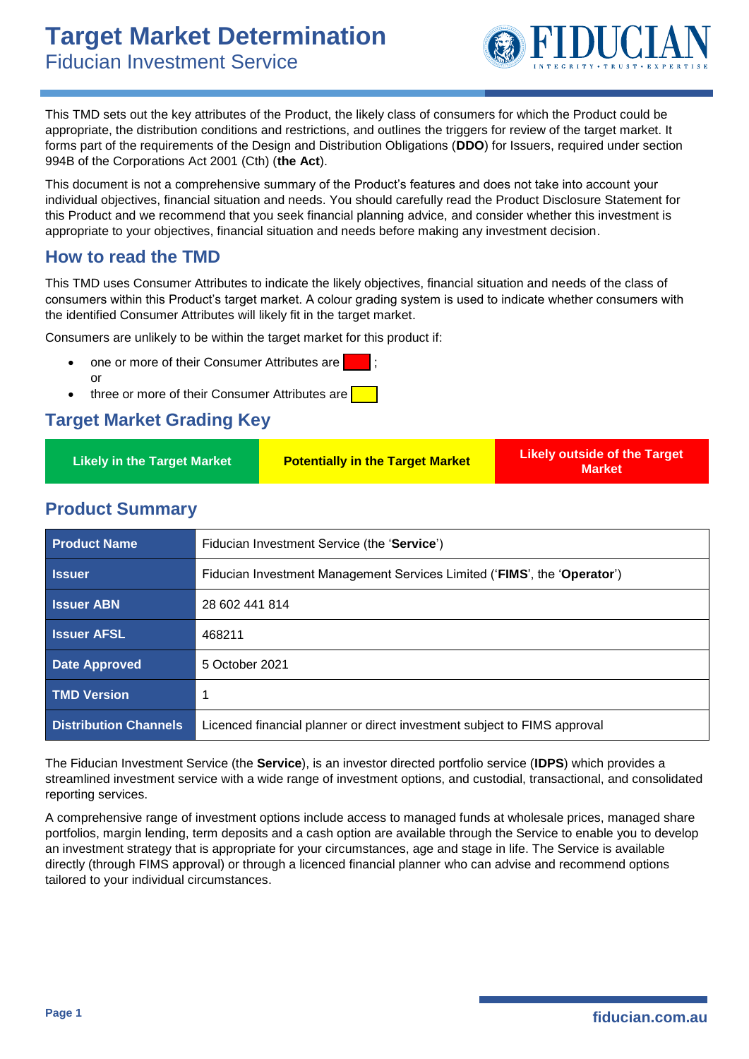# Target Market Determination

## Fiducian Investment Service

This TMD sets out the key attributes of the Product, the likely class of consumers for which the Product could be appropriate, the distribution conditions and restrictions, and outlines the triggers for review of the target market. It forms part of the requirements of the Design and Distribution Obligations (**DDO**) for Issuers, required under section 994B of the Corporations Act 2001 (Cth) (**the Act**).

This document is not a comprehensive summary of the Product's features and does not take into account your individual objectives, financial situation and needs. You should carefully read the Product Disclosure Statement for this Product and we recommend that you seek financial planning advice, and consider whether this investment is appropriate to your objectives, financial situation and needs before making any investment decision.

## How to read the TMD

This TMD uses Consumer Attributes to indicate the likely objectives, financial situation and needs of the class of consumers within this Product's target market. A colour grading system is used to indicate whether consumers with the identified Consumer Attributes will likely fit in the target market.

Consumers are unlikely to be within the target market for this product if:

- one or more of their Consumer Attributes are [red]; or
- three or more of their Consumer Attributes are [yellow]

## Target Market Grading Key

| Likely in the Target Market | Potentially in the Target Market | Likely outside of the Target Market |
|---|---|---|

## Product Summary

| Product Name | Fiducian Investment Service (the '**Service**') |
|---|---|
| Issuer | Fiducian Investment Management Services Limited ('**FIMS**', the '**Operator**') |
| Issuer ABN | 28 602 441 814 |
| Issuer AFSL | 468211 |
| Date Approved | 5 October 2021 |
| TMD Version | 1 |
| Distribution Channels | Licenced financial planner or direct investment subject to FIMS approval |

The Fiducian Investment Service (the **Service**), is an investor directed portfolio service (**IDPS**) which provides a streamlined investment service with a wide range of investment options, and custodial, transactional, and consolidated reporting services.

A comprehensive range of investment options include access to managed funds at wholesale prices, managed share portfolios, margin lending, term deposits and a cash option are available through the Service to enable you to develop an investment strategy that is appropriate for your circumstances, age and stage in life. The Service is available directly (through FIMS approval) or through a licenced financial planner who can advise and recommend options tailored to your individual circumstances.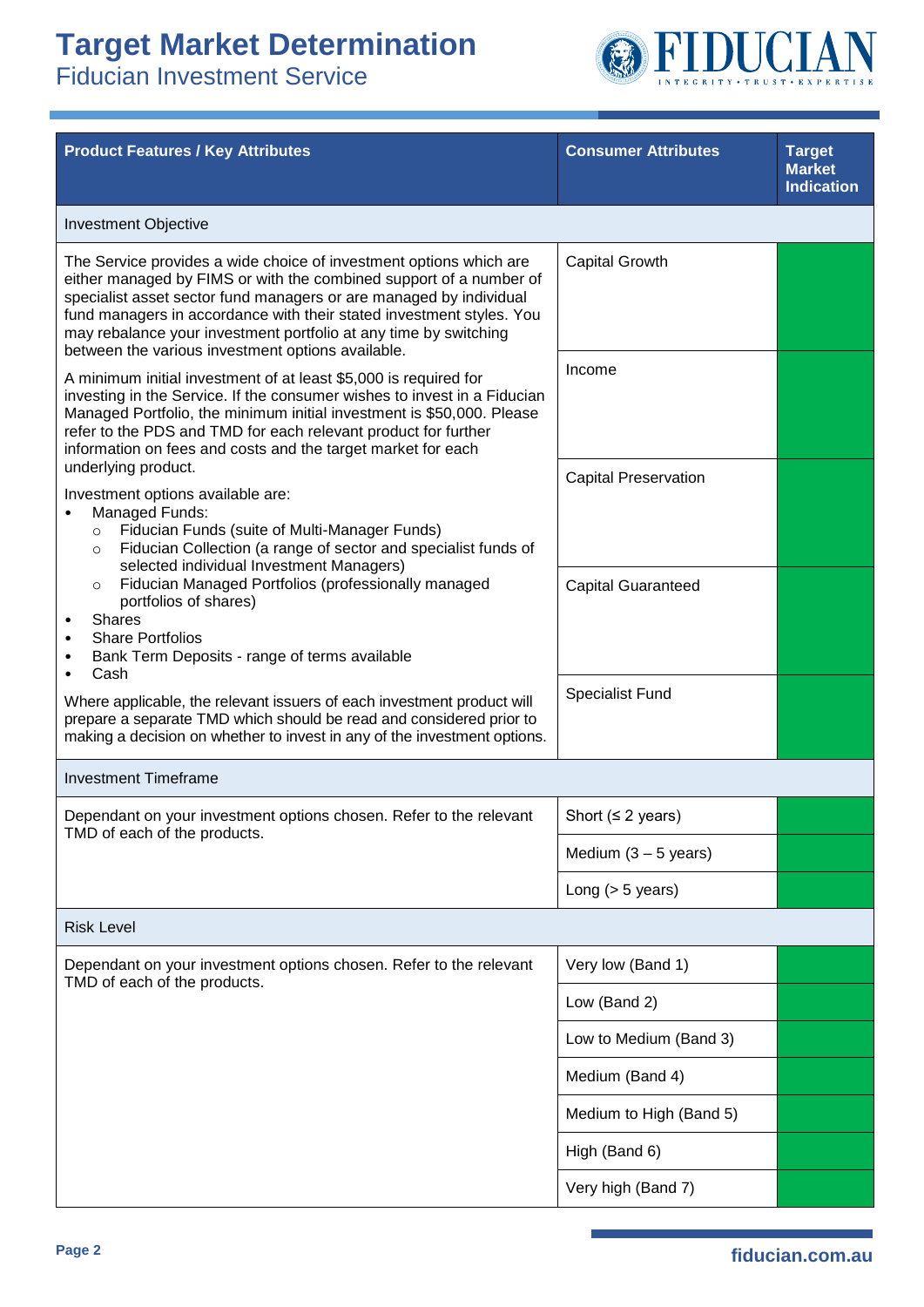# Target Market Determination

## Fiducian Investment Service

| Product Features / Key Attributes | Consumer Attributes | Target Market Indication |
|---|---|---|
| **Investment Objective** | | |
| The Service provides a wide choice of investment options which are either managed by FIMS or with the combined support of a number of specialist asset sector fund managers or are managed by individual fund managers in accordance with their stated investment styles. You may rebalance your investment portfolio at any time by switching between the various investment options available. | Capital Growth | In target market (green) |
| A minimum initial investment of at least $5,000 is required for investing in the Service. If the consumer wishes to invest in a Fiducian Managed Portfolio, the minimum initial investment is $50,000. Please refer to the PDS and TMD for each relevant product for further information on fees and costs and the target market for each underlying product. | Income | In target market (green) |
| Investment options available are: <br>• Managed Funds: <br>&nbsp;&nbsp;○ Fiducian Funds (suite of Multi-Manager Funds) <br>&nbsp;&nbsp;○ Fiducian Collection (a range of sector and specialist funds of selected individual Investment Managers) <br>&nbsp;&nbsp;○ Fiducian Managed Portfolios (professionally managed portfolios of shares) <br>• Shares <br>• Share Portfolios <br>• Bank Term Deposits - range of terms available <br>• Cash | Capital Preservation | In target market (green) |
| | Capital Guaranteed | In target market (green) |
| Where applicable, the relevant issuers of each investment product will prepare a separate TMD which should be read and considered prior to making a decision on whether to invest in any of the investment options. | Specialist Fund | In target market (green) |
| **Investment Timeframe** | | |
| Dependant on your investment options chosen. Refer to the relevant TMD of each of the products. | Short (≤ 2 years) | In target market (green) |
| | Medium (3 – 5 years) | In target market (green) |
| | Long (> 5 years) | In target market (green) |
| **Risk Level** | | |
| Dependant on your investment options chosen. Refer to the relevant TMD of each of the products. | Very low (Band 1) | In target market (green) |
| | Low (Band 2) | In target market (green) |
| | Low to Medium (Band 3) | In target market (green) |
| | Medium (Band 4) | In target market (green) |
| | Medium to High (Band 5) | In target market (green) |
| | High (Band 6) | In target market (green) |
| | Very high (Band 7) | In target market (green) |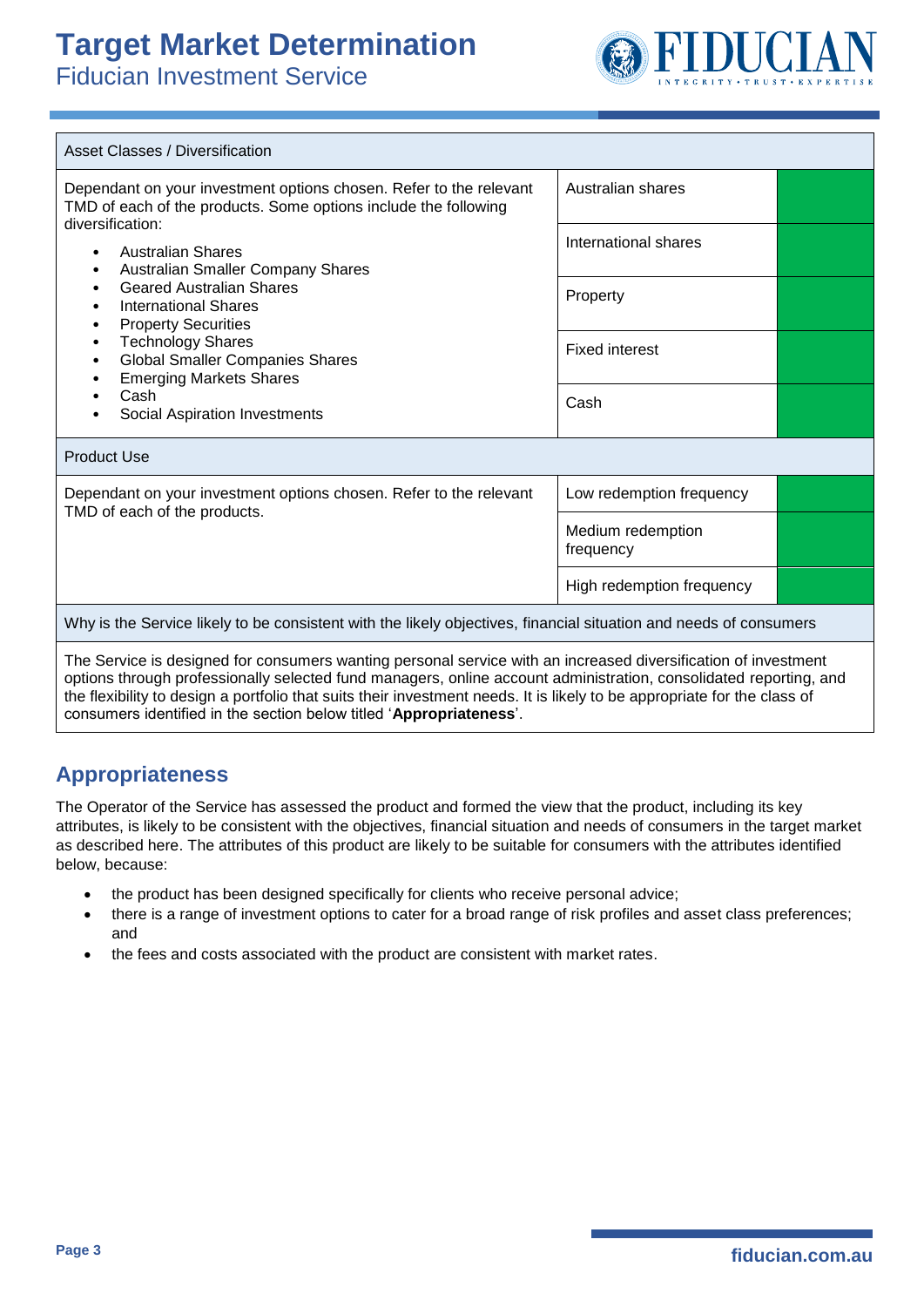| Asset Classes / Diversification | | |
|---|---|---|
| Dependant on your investment options chosen. Refer to the relevant TMD of each of the products. Some options include the following diversification:<br>• Australian Shares<br>• Australian Smaller Company Shares<br>• Geared Australian Shares<br>• International Shares<br>• Property Securities<br>• Technology Shares<br>• Global Smaller Companies Shares<br>• Emerging Markets Shares<br>• Cash<br>• Social Aspiration Investments | Australian shares | |
| | International shares | |
| | Property | |
| | Fixed interest | |
| | Cash | |

| Product Use | | |
|---|---|---|
| Dependant on your investment options chosen. Refer to the relevant TMD of each of the products. | Low redemption frequency | |
| | Medium redemption frequency | |
| | High redemption frequency | |

| Why is the Service likely to be consistent with the likely objectives, financial situation and needs of consumers |
|---|
| The Service is designed for consumers wanting personal service with an increased diversification of investment options through professionally selected fund managers, online account administration, consolidated reporting, and the flexibility to design a portfolio that suits their investment needs. It is likely to be appropriate for the class of consumers identified in the section below titled '**Appropriateness**'. |

## Appropriateness

The Operator of the Service has assessed the product and formed the view that the product, including its key attributes, is likely to be consistent with the objectives, financial situation and needs of consumers in the target market as described here. The attributes of this product are likely to be suitable for consumers with the attributes identified below, because:

- the product has been designed specifically for clients who receive personal advice;
- there is a range of investment options to cater for a broad range of risk profiles and asset class preferences; and
- the fees and costs associated with the product are consistent with market rates.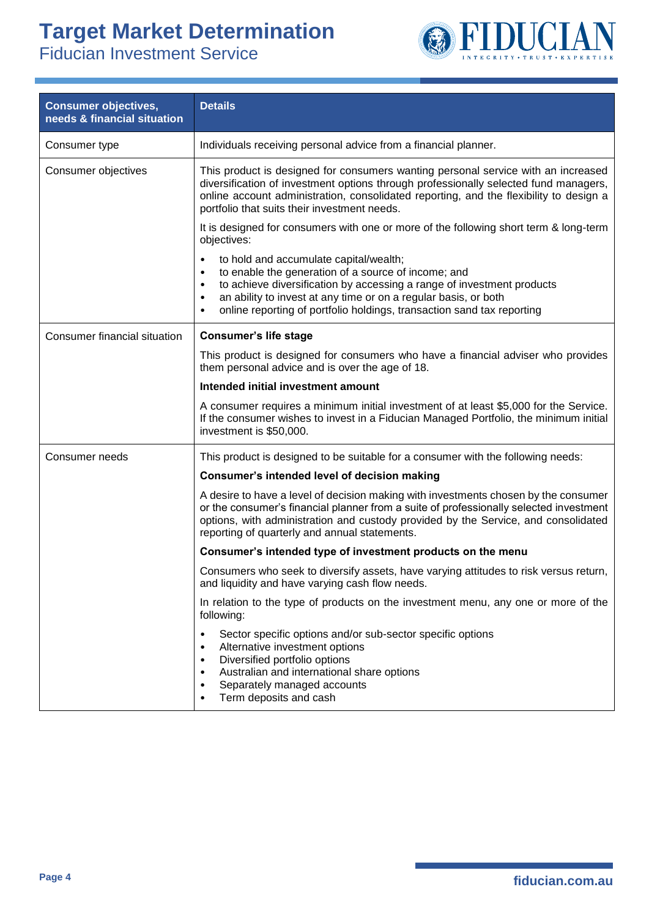| Consumer objectives, needs & financial situation | Details |
|---|---|
| Consumer type | Individuals receiving personal advice from a financial planner. |
| Consumer objectives | This product is designed for consumers wanting personal service with an increased diversification of investment options through professionally selected fund managers, online account administration, consolidated reporting, and the flexibility to design a portfolio that suits their investment needs.<br><br>It is designed for consumers with one or more of the following short term & long-term objectives:<br><br>• to hold and accumulate capital/wealth;<br>• to enable the generation of a source of income; and<br>• to achieve diversification by accessing a range of investment products<br>• an ability to invest at any time or on a regular basis, or both<br>• online reporting of portfolio holdings, transaction sand tax reporting |
| Consumer financial situation | **Consumer's life stage**<br><br>This product is designed for consumers who have a financial adviser who provides them personal advice and is over the age of 18.<br><br>**Intended initial investment amount**<br><br>A consumer requires a minimum initial investment of at least $5,000 for the Service. If the consumer wishes to invest in a Fiducian Managed Portfolio, the minimum initial investment is $50,000. |
| Consumer needs | This product is designed to be suitable for a consumer with the following needs:<br><br>**Consumer's intended level of decision making**<br><br>A desire to have a level of decision making with investments chosen by the consumer or the consumer's financial planner from a suite of professionally selected investment options, with administration and custody provided by the Service, and consolidated reporting of quarterly and annual statements.<br><br>**Consumer's intended type of investment products on the menu**<br><br>Consumers who seek to diversify assets, have varying attitudes to risk versus return, and liquidity and have varying cash flow needs.<br><br>In relation to the type of products on the investment menu, any one or more of the following:<br><br>• Sector specific options and/or sub-sector specific options<br>• Alternative investment options<br>• Diversified portfolio options<br>• Australian and international share options<br>• Separately managed accounts<br>• Term deposits and cash |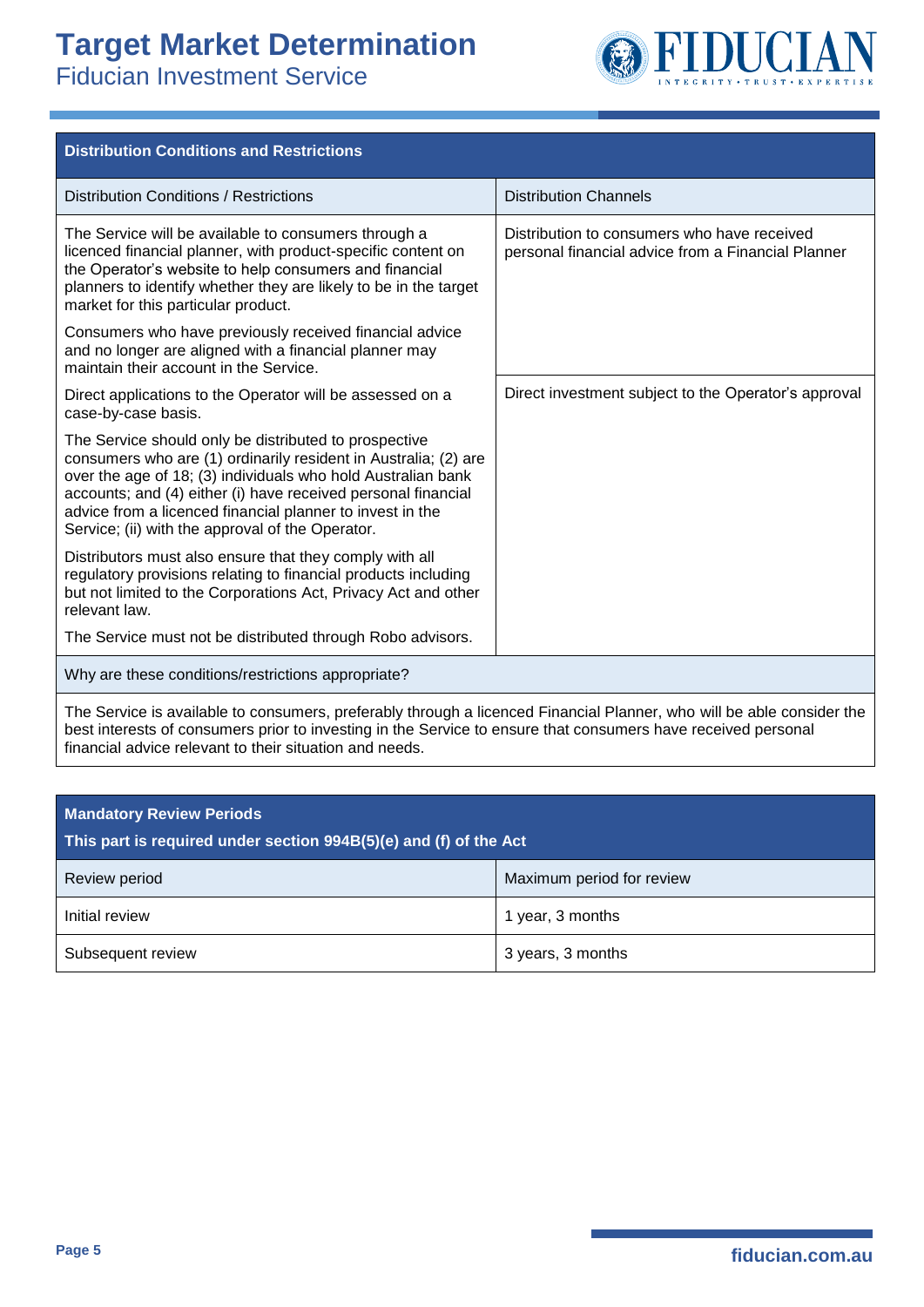## Distribution Conditions and Restrictions

| Distribution Conditions / Restrictions | Distribution Channels |
|---|---|
| The Service will be available to consumers through a licenced financial planner, with product-specific content on the Operator's website to help consumers and financial planners to identify whether they are likely to be in the target market for this particular product.<br><br>Consumers who have previously received financial advice and no longer are aligned with a financial planner may maintain their account in the Service. | Distribution to consumers who have received personal financial advice from a Financial Planner |
| Direct applications to the Operator will be assessed on a case-by-case basis.<br><br>The Service should only be distributed to prospective consumers who are (1) ordinarily resident in Australia; (2) are over the age of 18; (3) individuals who hold Australian bank accounts; and (4) either (i) have received personal financial advice from a licenced financial planner to invest in the Service; (ii) with the approval of the Operator.<br><br>Distributors must also ensure that they comply with all regulatory provisions relating to financial products including but not limited to the Corporations Act, Privacy Act and other relevant law.<br><br>The Service must not be distributed through Robo advisors. | Direct investment subject to the Operator's approval |

**Why are these conditions/restrictions appropriate?**

The Service is available to consumers, preferably through a licenced Financial Planner, who will be able consider the best interests of consumers prior to investing in the Service to ensure that consumers have received personal financial advice relevant to their situation and needs.

## Mandatory Review Periods

**This part is required under section 994B(5)(e) and (f) of the Act**

| Review period | Maximum period for review |
|---|---|
| Initial review | 1 year, 3 months |
| Subsequent review | 3 years, 3 months |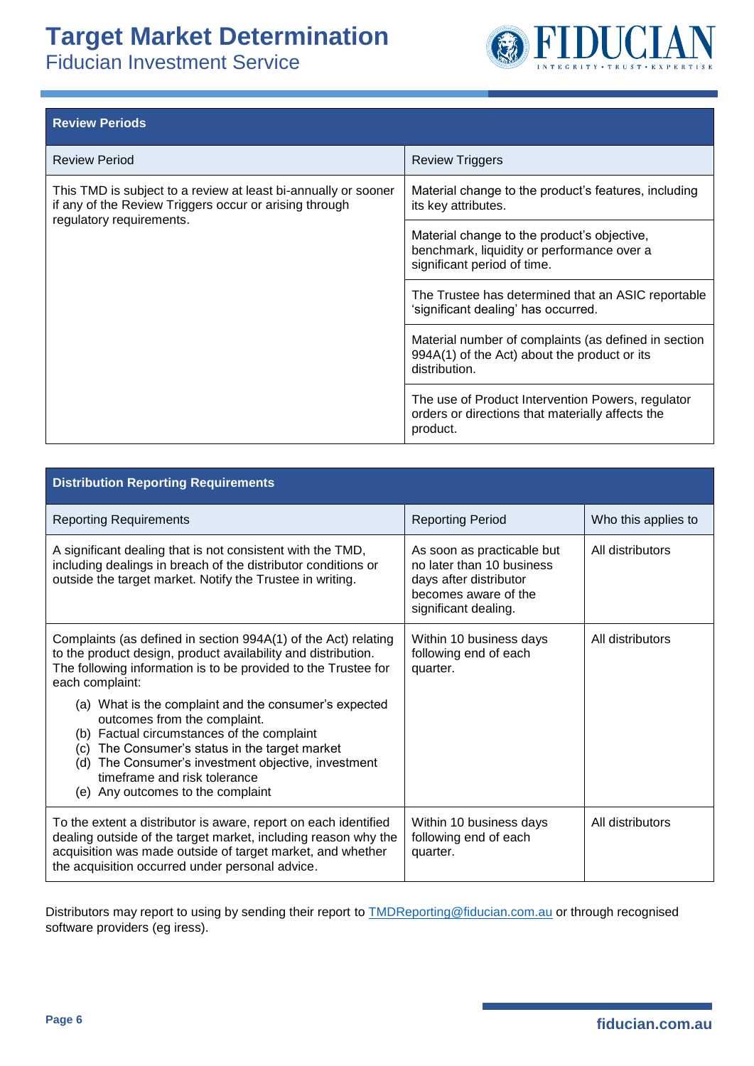## Review Periods

| Review Period | Review Triggers |
| --- | --- |
| This TMD is subject to a review at least bi-annually or sooner if any of the Review Triggers occur or arising through regulatory requirements. | Material change to the product's features, including its key attributes. |
| | Material change to the product's objective, benchmark, liquidity or performance over a significant period of time. |
| | The Trustee has determined that an ASIC reportable 'significant dealing' has occurred. |
| | Material number of complaints (as defined in section 994A(1) of the Act) about the product or its distribution. |
| | The use of Product Intervention Powers, regulator orders or directions that materially affects the product. |

## Distribution Reporting Requirements

| Reporting Requirements | Reporting Period | Who this applies to |
| --- | --- | --- |
| A significant dealing that is not consistent with the TMD, including dealings in breach of the distributor conditions or outside the target market. Notify the Trustee in writing. | As soon as practicable but no later than 10 business days after distributor becomes aware of the significant dealing. | All distributors |
| Complaints (as defined in section 994A(1) of the Act) relating to the product design, product availability and distribution. The following information is to be provided to the Trustee for each complaint: (a) What is the complaint and the consumer's expected outcomes from the complaint. (b) Factual circumstances of the complaint (c) The Consumer's status in the target market (d) The Consumer's investment objective, investment timeframe and risk tolerance (e) Any outcomes to the complaint | Within 10 business days following end of each quarter. | All distributors |
| To the extent a distributor is aware, report on each identified dealing outside of the target market, including reason why the acquisition was made outside of target market, and whether the acquisition occurred under personal advice. | Within 10 business days following end of each quarter. | All distributors |

Distributors may report to using by sending their report to [TMDReporting@fiducian.com.au](mailto:TMDReporting@fiducian.com.au) or through recognised software providers (eg iress).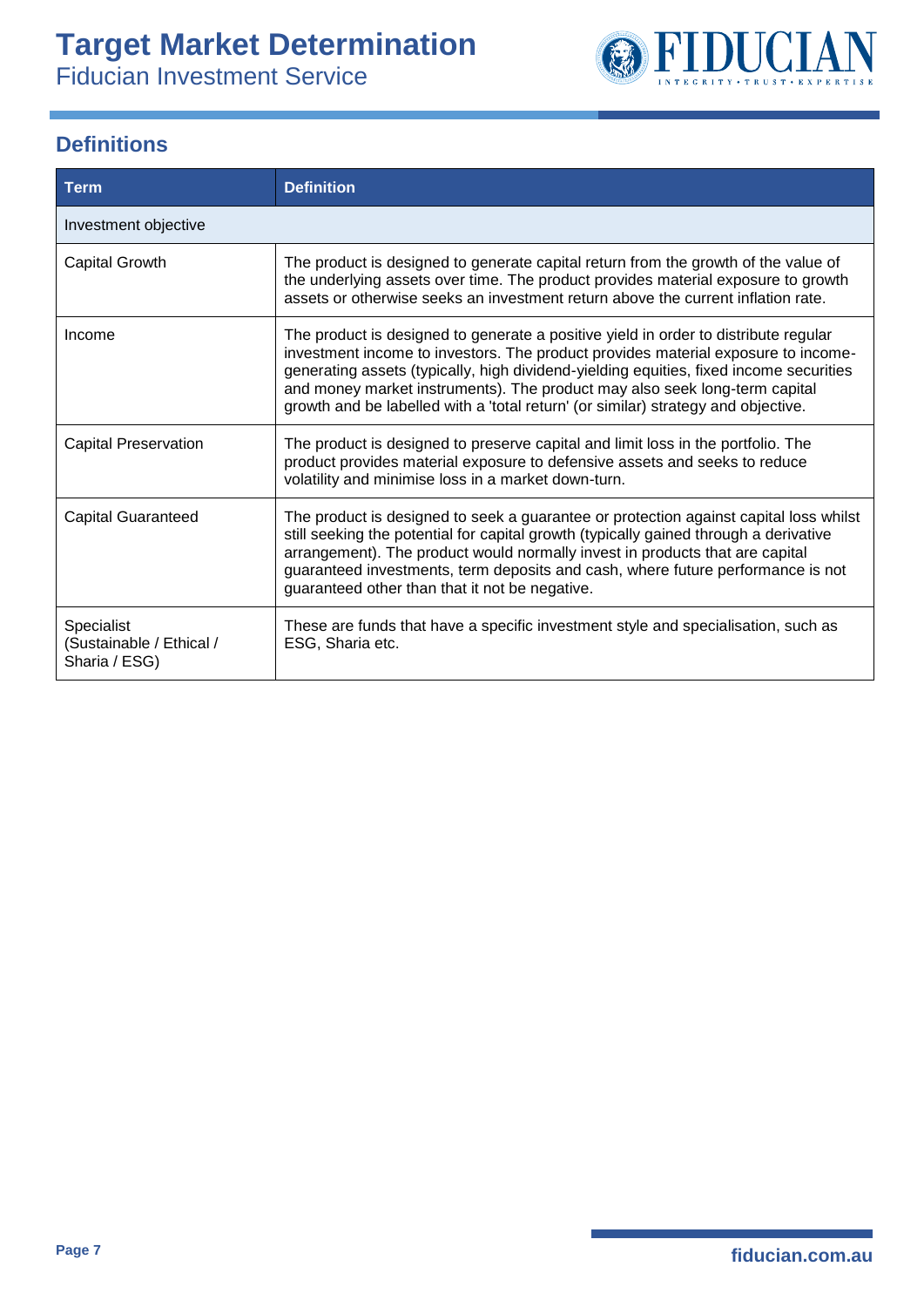## Definitions

| Term | Definition |
| --- | --- |
| Investment objective | |
| Capital Growth | The product is designed to generate capital return from the growth of the value of the underlying assets over time. The product provides material exposure to growth assets or otherwise seeks an investment return above the current inflation rate. |
| Income | The product is designed to generate a positive yield in order to distribute regular investment income to investors. The product provides material exposure to income-generating assets (typically, high dividend-yielding equities, fixed income securities and money market instruments). The product may also seek long-term capital growth and be labelled with a 'total return' (or similar) strategy and objective. |
| Capital Preservation | The product is designed to preserve capital and limit loss in the portfolio. The product provides material exposure to defensive assets and seeks to reduce volatility and minimise loss in a market down-turn. |
| Capital Guaranteed | The product is designed to seek a guarantee or protection against capital loss whilst still seeking the potential for capital growth (typically gained through a derivative arrangement). The product would normally invest in products that are capital guaranteed investments, term deposits and cash, where future performance is not guaranteed other than that it not be negative. |
| Specialist (Sustainable / Ethical / Sharia / ESG) | These are funds that have a specific investment style and specialisation, such as ESG, Sharia etc. |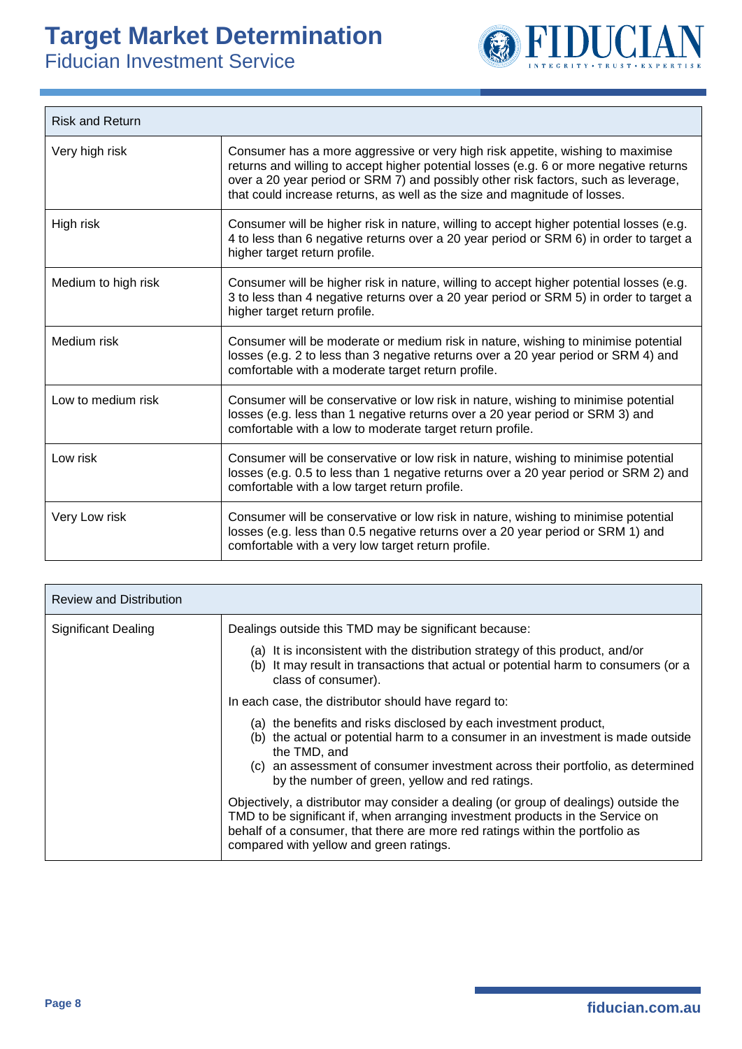| Risk and Return | |
|---|---|
| Very high risk | Consumer has a more aggressive or very high risk appetite, wishing to maximise returns and willing to accept higher potential losses (e.g. 6 or more negative returns over a 20 year period or SRM 7) and possibly other risk factors, such as leverage, that could increase returns, as well as the size and magnitude of losses. |
| High risk | Consumer will be higher risk in nature, willing to accept higher potential losses (e.g. 4 to less than 6 negative returns over a 20 year period or SRM 6) in order to target a higher target return profile. |
| Medium to high risk | Consumer will be higher risk in nature, willing to accept higher potential losses (e.g. 3 to less than 4 negative returns over a 20 year period or SRM 5) in order to target a higher target return profile. |
| Medium risk | Consumer will be moderate or medium risk in nature, wishing to minimise potential losses (e.g. 2 to less than 3 negative returns over a 20 year period or SRM 4) and comfortable with a moderate target return profile. |
| Low to medium risk | Consumer will be conservative or low risk in nature, wishing to minimise potential losses (e.g. less than 1 negative returns over a 20 year period or SRM 3) and comfortable with a low to moderate target return profile. |
| Low risk | Consumer will be conservative or low risk in nature, wishing to minimise potential losses (e.g. 0.5 to less than 1 negative returns over a 20 year period or SRM 2) and comfortable with a low target return profile. |
| Very Low risk | Consumer will be conservative or low risk in nature, wishing to minimise potential losses (e.g. less than 0.5 negative returns over a 20 year period or SRM 1) and comfortable with a very low target return profile. |

| Review and Distribution | |
|---|---|
| Significant Dealing | Dealings outside this TMD may be significant because:<br>(a) It is inconsistent with the distribution strategy of this product, and/or<br>(b) It may result in transactions that actual or potential harm to consumers (or a class of consumer).<br>In each case, the distributor should have regard to:<br>(a) the benefits and risks disclosed by each investment product,<br>(b) the actual or potential harm to a consumer in an investment is made outside the TMD, and<br>(c) an assessment of consumer investment across their portfolio, as determined by the number of green, yellow and red ratings.<br>Objectively, a distributor may consider a dealing (or group of dealings) outside the TMD to be significant if, when arranging investment products in the Service on behalf of a consumer, that there are more red ratings within the portfolio as compared with yellow and green ratings. |